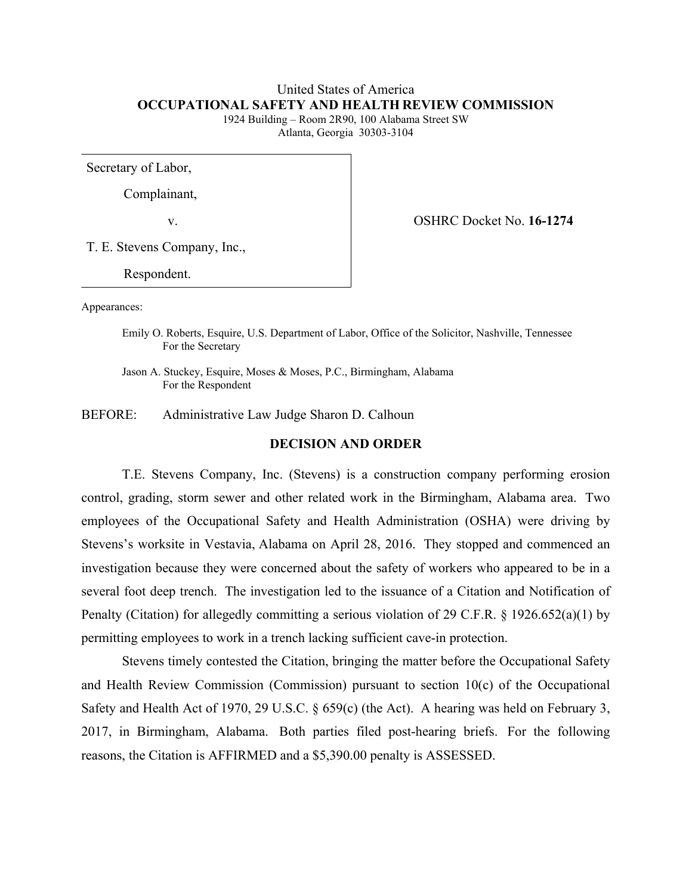United States of America
**OCCUPATIONAL SAFETY AND HEALTH REVIEW COMMISSION**
1924 Building – Room 2R90, 100 Alabama Street SW
Atlanta, Georgia 30303-3104

| | |
|---|---|
| Secretary of Labor,<br><br>Complainant,<br><br>v.<br><br>T. E. Stevens Company, Inc.,<br><br>Respondent. | OSHRC Docket No. **16-1274** |

Appearances:

Emily O. Roberts, Esquire, U.S. Department of Labor, Office of the Solicitor, Nashville, Tennessee
For the Secretary

Jason A. Stuckey, Esquire, Moses & Moses, P.C., Birmingham, Alabama
For the Respondent

BEFORE: Administrative Law Judge Sharon D. Calhoun

## DECISION AND ORDER

T.E. Stevens Company, Inc. (Stevens) is a construction company performing erosion control, grading, storm sewer and other related work in the Birmingham, Alabama area. Two employees of the Occupational Safety and Health Administration (OSHA) were driving by Stevens's worksite in Vestavia, Alabama on April 28, 2016. They stopped and commenced an investigation because they were concerned about the safety of workers who appeared to be in a several foot deep trench. The investigation led to the issuance of a Citation and Notification of Penalty (Citation) for allegedly committing a serious violation of 29 C.F.R. § 1926.652(a)(1) by permitting employees to work in a trench lacking sufficient cave-in protection.

Stevens timely contested the Citation, bringing the matter before the Occupational Safety and Health Review Commission (Commission) pursuant to section 10(c) of the Occupational Safety and Health Act of 1970, 29 U.S.C. § 659(c) (the Act). A hearing was held on February 3, 2017, in Birmingham, Alabama. Both parties filed post-hearing briefs. For the following reasons, the Citation is AFFIRMED and a $5,390.00 penalty is ASSESSED.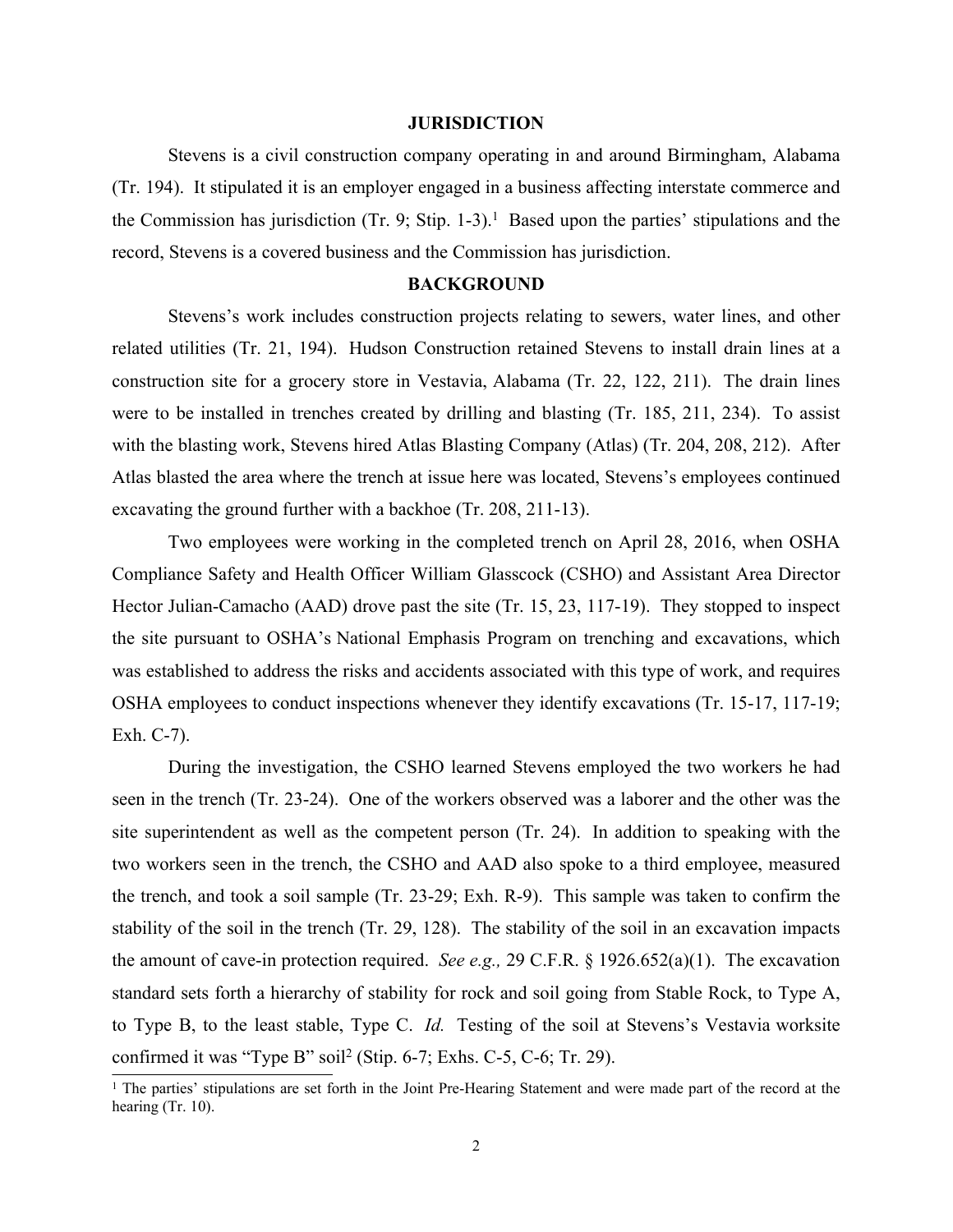## JURISDICTION

Stevens is a civil construction company operating in and around Birmingham, Alabama (Tr. 194). It stipulated it is an employer engaged in a business affecting interstate commerce and the Commission has jurisdiction (Tr. 9; Stip. 1-3).[1] Based upon the parties' stipulations and the record, Stevens is a covered business and the Commission has jurisdiction.

## BACKGROUND

Stevens's work includes construction projects relating to sewers, water lines, and other related utilities (Tr. 21, 194). Hudson Construction retained Stevens to install drain lines at a construction site for a grocery store in Vestavia, Alabama (Tr. 22, 122, 211). The drain lines were to be installed in trenches created by drilling and blasting (Tr. 185, 211, 234). To assist with the blasting work, Stevens hired Atlas Blasting Company (Atlas) (Tr. 204, 208, 212). After Atlas blasted the area where the trench at issue here was located, Stevens's employees continued excavating the ground further with a backhoe (Tr. 208, 211-13).

Two employees were working in the completed trench on April 28, 2016, when OSHA Compliance Safety and Health Officer William Glasscock (CSHO) and Assistant Area Director Hector Julian-Camacho (AAD) drove past the site (Tr. 15, 23, 117-19). They stopped to inspect the site pursuant to OSHA's National Emphasis Program on trenching and excavations, which was established to address the risks and accidents associated with this type of work, and requires OSHA employees to conduct inspections whenever they identify excavations (Tr. 15-17, 117-19; Exh. C-7).

During the investigation, the CSHO learned Stevens employed the two workers he had seen in the trench (Tr. 23-24). One of the workers observed was a laborer and the other was the site superintendent as well as the competent person (Tr. 24). In addition to speaking with the two workers seen in the trench, the CSHO and AAD also spoke to a third employee, measured the trench, and took a soil sample (Tr. 23-29; Exh. R-9). This sample was taken to confirm the stability of the soil in the trench (Tr. 29, 128). The stability of the soil in an excavation impacts the amount of cave-in protection required. *See e.g.,* 29 C.F.R. § 1926.652(a)(1). The excavation standard sets forth a hierarchy of stability for rock and soil going from Stable Rock, to Type A, to Type B, to the least stable, Type C. *Id.* Testing of the soil at Stevens's Vestavia worksite confirmed it was "Type B" soil[2] (Stip. 6-7; Exhs. C-5, C-6; Tr. 29).

---

[1] The parties' stipulations are set forth in the Joint Pre-Hearing Statement and were made part of the record at the hearing (Tr. 10).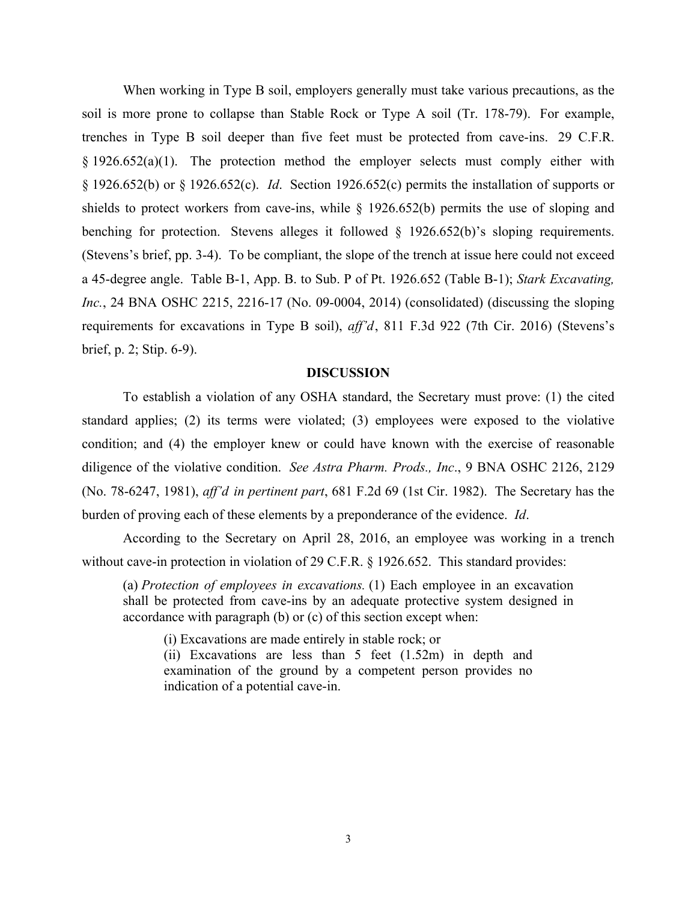When working in Type B soil, employers generally must take various precautions, as the soil is more prone to collapse than Stable Rock or Type A soil (Tr. 178-79). For example, trenches in Type B soil deeper than five feet must be protected from cave-ins. 29 C.F.R. § 1926.652(a)(1). The protection method the employer selects must comply either with § 1926.652(b) or § 1926.652(c). *Id*. Section 1926.652(c) permits the installation of supports or shields to protect workers from cave-ins, while § 1926.652(b) permits the use of sloping and benching for protection. Stevens alleges it followed § 1926.652(b)'s sloping requirements. (Stevens's brief, pp. 3-4). To be compliant, the slope of the trench at issue here could not exceed a 45-degree angle. Table B-1, App. B. to Sub. P of Pt. 1926.652 (Table B-1); *Stark Excavating, Inc.*, 24 BNA OSHC 2215, 2216-17 (No. 09-0004, 2014) (consolidated) (discussing the sloping requirements for excavations in Type B soil), *aff'd*, 811 F.3d 922 (7th Cir. 2016) (Stevens's brief, p. 2; Stip. 6-9).

## DISCUSSION

To establish a violation of any OSHA standard, the Secretary must prove: (1) the cited standard applies; (2) its terms were violated; (3) employees were exposed to the violative condition; and (4) the employer knew or could have known with the exercise of reasonable diligence of the violative condition. *See Astra Pharm. Prods., Inc*., 9 BNA OSHC 2126, 2129 (No. 78-6247, 1981), *aff'd in pertinent part*, 681 F.2d 69 (1st Cir. 1982). The Secretary has the burden of proving each of these elements by a preponderance of the evidence. *Id*.

According to the Secretary on April 28, 2016, an employee was working in a trench without cave-in protection in violation of 29 C.F.R. § 1926.652. This standard provides:

> (a) *Protection of employees in excavations.* (1) Each employee in an excavation shall be protected from cave-ins by an adequate protective system designed in accordance with paragraph (b) or (c) of this section except when:
>
> > (i) Excavations are made entirely in stable rock; or
> > (ii) Excavations are less than 5 feet (1.52m) in depth and examination of the ground by a competent person provides no indication of a potential cave-in.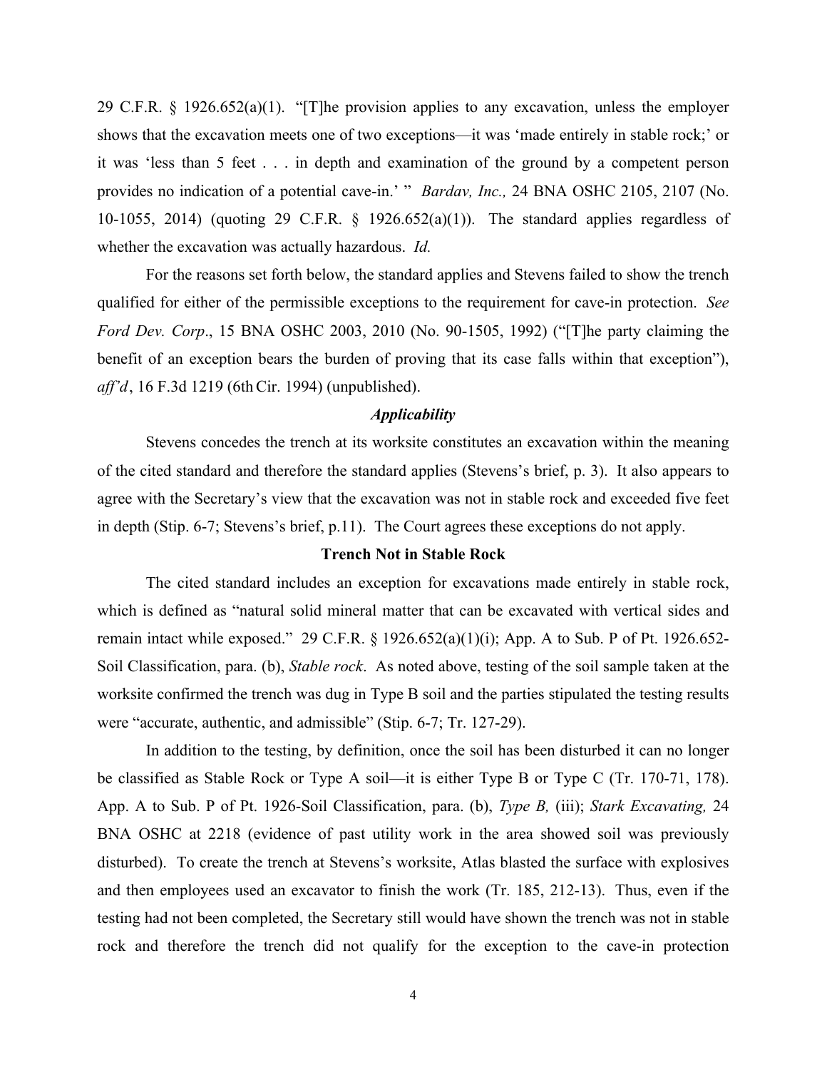29 C.F.R. § 1926.652(a)(1). "[T]he provision applies to any excavation, unless the employer shows that the excavation meets one of two exceptions—it was 'made entirely in stable rock;' or it was 'less than 5 feet . . . in depth and examination of the ground by a competent person provides no indication of a potential cave-in.' " *Bardav, Inc.,* 24 BNA OSHC 2105, 2107 (No. 10-1055, 2014) (quoting 29 C.F.R. § 1926.652(a)(1)). The standard applies regardless of whether the excavation was actually hazardous. *Id.*

For the reasons set forth below, the standard applies and Stevens failed to show the trench qualified for either of the permissible exceptions to the requirement for cave-in protection. *See Ford Dev. Corp*., 15 BNA OSHC 2003, 2010 (No. 90-1505, 1992) ("[T]he party claiming the benefit of an exception bears the burden of proving that its case falls within that exception"), *aff'd*, 16 F.3d 1219 (6th Cir. 1994) (unpublished).

***Applicability***

Stevens concedes the trench at its worksite constitutes an excavation within the meaning of the cited standard and therefore the standard applies (Stevens's brief, p. 3). It also appears to agree with the Secretary's view that the excavation was not in stable rock and exceeded five feet in depth (Stip. 6-7; Stevens's brief, p.11). The Court agrees these exceptions do not apply.

**Trench Not in Stable Rock**

The cited standard includes an exception for excavations made entirely in stable rock, which is defined as "natural solid mineral matter that can be excavated with vertical sides and remain intact while exposed." 29 C.F.R. § 1926.652(a)(1)(i); App. A to Sub. P of Pt. 1926.652- Soil Classification, para. (b), *Stable rock*. As noted above, testing of the soil sample taken at the worksite confirmed the trench was dug in Type B soil and the parties stipulated the testing results were "accurate, authentic, and admissible" (Stip. 6-7; Tr. 127-29).

In addition to the testing, by definition, once the soil has been disturbed it can no longer be classified as Stable Rock or Type A soil—it is either Type B or Type C (Tr. 170-71, 178). App. A to Sub. P of Pt. 1926-Soil Classification, para. (b), *Type B,* (iii); *Stark Excavating,* 24 BNA OSHC at 2218 (evidence of past utility work in the area showed soil was previously disturbed). To create the trench at Stevens's worksite, Atlas blasted the surface with explosives and then employees used an excavator to finish the work (Tr. 185, 212-13). Thus, even if the testing had not been completed, the Secretary still would have shown the trench was not in stable rock and therefore the trench did not qualify for the exception to the cave-in protection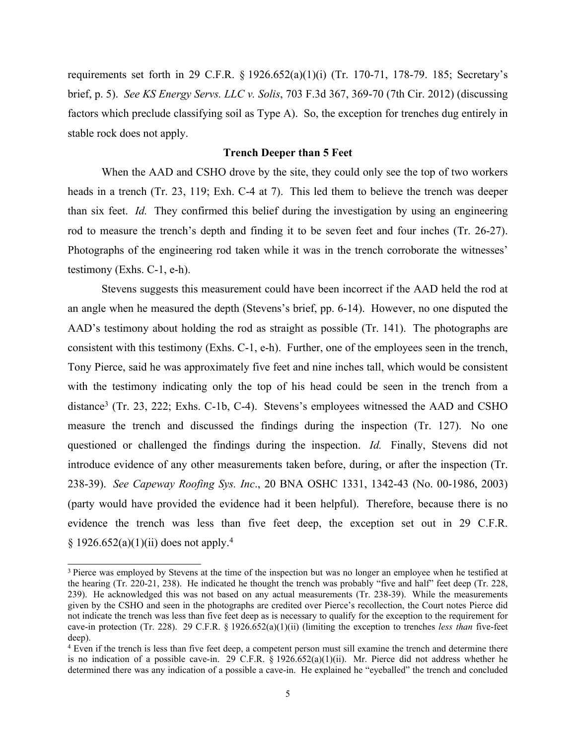requirements set forth in 29 C.F.R. § 1926.652(a)(1)(i) (Tr. 170-71, 178-79. 185; Secretary's brief, p. 5). *See KS Energy Servs. LLC v. Solis*, 703 F.3d 367, 369-70 (7th Cir. 2012) (discussing factors which preclude classifying soil as Type A). So, the exception for trenches dug entirely in stable rock does not apply.

**Trench Deeper than 5 Feet**

When the AAD and CSHO drove by the site, they could only see the top of two workers heads in a trench (Tr. 23, 119; Exh. C-4 at 7). This led them to believe the trench was deeper than six feet. *Id.* They confirmed this belief during the investigation by using an engineering rod to measure the trench's depth and finding it to be seven feet and four inches (Tr. 26-27). Photographs of the engineering rod taken while it was in the trench corroborate the witnesses' testimony (Exhs. C-1, e-h).

Stevens suggests this measurement could have been incorrect if the AAD held the rod at an angle when he measured the depth (Stevens's brief, pp. 6-14). However, no one disputed the AAD's testimony about holding the rod as straight as possible (Tr. 141). The photographs are consistent with this testimony (Exhs. C-1, e-h). Further, one of the employees seen in the trench, Tony Pierce, said he was approximately five feet and nine inches tall, which would be consistent with the testimony indicating only the top of his head could be seen in the trench from a distance[3] (Tr. 23, 222; Exhs. C-1b, C-4). Stevens's employees witnessed the AAD and CSHO measure the trench and discussed the findings during the inspection (Tr. 127). No one questioned or challenged the findings during the inspection. *Id.* Finally, Stevens did not introduce evidence of any other measurements taken before, during, or after the inspection (Tr. 238-39). *See Capeway Roofing Sys. Inc*., 20 BNA OSHC 1331, 1342-43 (No. 00-1986, 2003) (party would have provided the evidence had it been helpful). Therefore, because there is no evidence the trench was less than five feet deep, the exception set out in 29 C.F.R. § 1926.652(a)(1)(ii) does not apply.[4]

---

[3] Pierce was employed by Stevens at the time of the inspection but was no longer an employee when he testified at the hearing (Tr. 220-21, 238). He indicated he thought the trench was probably "five and half" feet deep (Tr. 228, 239). He acknowledged this was not based on any actual measurements (Tr. 238-39). While the measurements given by the CSHO and seen in the photographs are credited over Pierce's recollection, the Court notes Pierce did not indicate the trench was less than five feet deep as is necessary to qualify for the exception to the requirement for cave-in protection (Tr. 228). 29 C.F.R. § 1926.652(a)(1)(ii) (limiting the exception to trenches *less than* five-feet deep).

[4] Even if the trench is less than five feet deep, a competent person must sill examine the trench and determine there is no indication of a possible cave-in. 29 C.F.R. § 1926.652(a)(1)(ii). Mr. Pierce did not address whether he determined there was any indication of a possible a cave-in. He explained he "eyeballed" the trench and concluded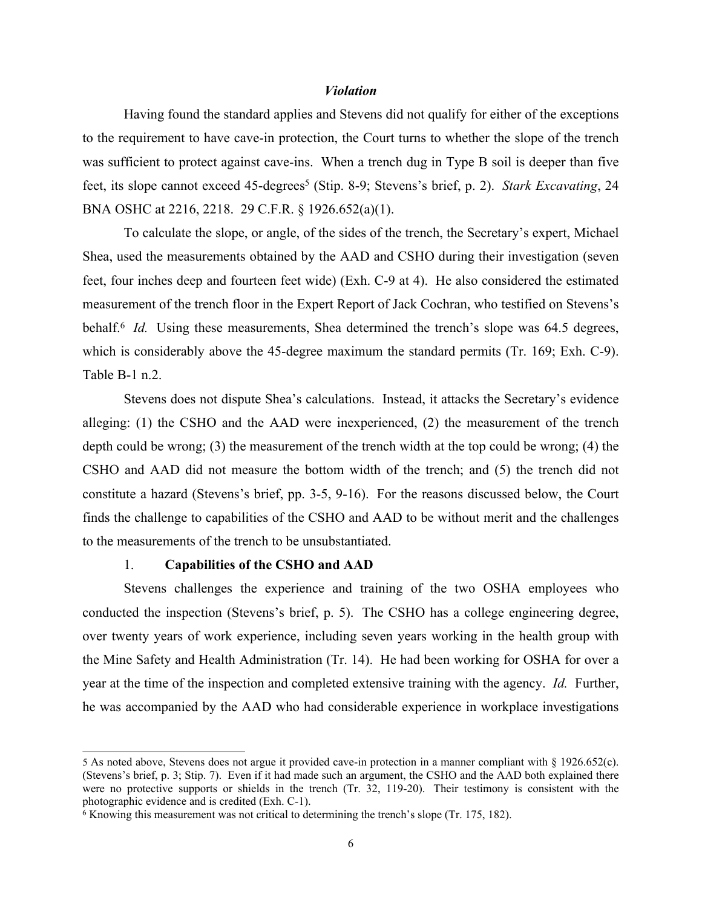### *Violation*

Having found the standard applies and Stevens did not qualify for either of the exceptions to the requirement to have cave-in protection, the Court turns to whether the slope of the trench was sufficient to protect against cave-ins. When a trench dug in Type B soil is deeper than five feet, its slope cannot exceed 45-degrees[5] (Stip. 8-9; Stevens's brief, p. 2). *Stark Excavating*, 24 BNA OSHC at 2216, 2218. 29 C.F.R. § 1926.652(a)(1).

To calculate the slope, or angle, of the sides of the trench, the Secretary's expert, Michael Shea, used the measurements obtained by the AAD and CSHO during their investigation (seven feet, four inches deep and fourteen feet wide) (Exh. C-9 at 4). He also considered the estimated measurement of the trench floor in the Expert Report of Jack Cochran, who testified on Stevens's behalf.[6] *Id.* Using these measurements, Shea determined the trench's slope was 64.5 degrees, which is considerably above the 45-degree maximum the standard permits (Tr. 169; Exh. C-9). Table B-1 n.2.

Stevens does not dispute Shea's calculations. Instead, it attacks the Secretary's evidence alleging: (1) the CSHO and the AAD were inexperienced, (2) the measurement of the trench depth could be wrong; (3) the measurement of the trench width at the top could be wrong; (4) the CSHO and AAD did not measure the bottom width of the trench; and (5) the trench did not constitute a hazard (Stevens's brief, pp. 3-5, 9-16). For the reasons discussed below, the Court finds the challenge to capabilities of the CSHO and AAD to be without merit and the challenges to the measurements of the trench to be unsubstantiated.

1. **Capabilities of the CSHO and AAD**

Stevens challenges the experience and training of the two OSHA employees who conducted the inspection (Stevens's brief, p. 5). The CSHO has a college engineering degree, over twenty years of work experience, including seven years working in the health group with the Mine Safety and Health Administration (Tr. 14). He had been working for OSHA for over a year at the time of the inspection and completed extensive training with the agency. *Id.* Further, he was accompanied by the AAD who had considerable experience in workplace investigations

---

[5] As noted above, Stevens does not argue it provided cave-in protection in a manner compliant with § 1926.652(c). (Stevens's brief, p. 3; Stip. 7). Even if it had made such an argument, the CSHO and the AAD both explained there were no protective supports or shields in the trench (Tr. 32, 119-20). Their testimony is consistent with the photographic evidence and is credited (Exh. C-1).

[6] Knowing this measurement was not critical to determining the trench's slope (Tr. 175, 182).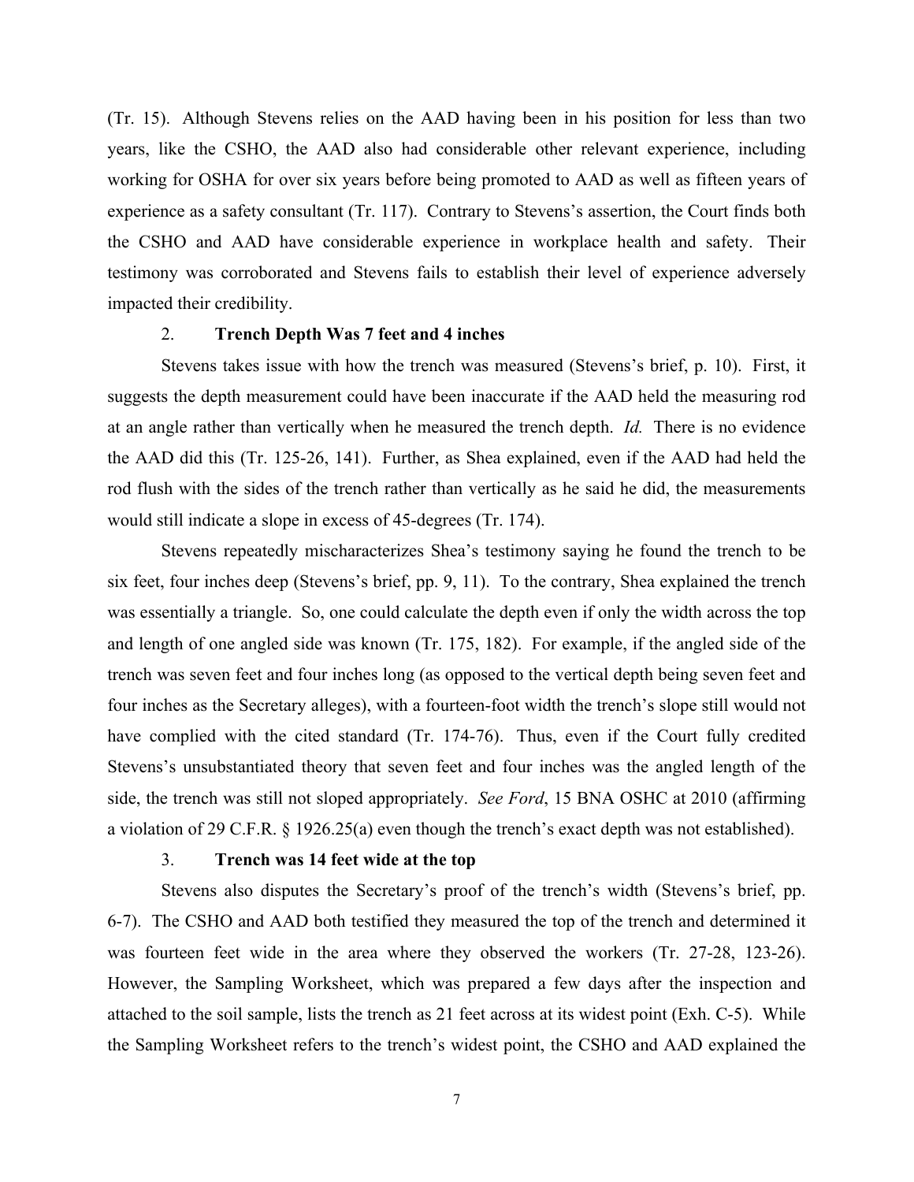(Tr. 15). Although Stevens relies on the AAD having been in his position for less than two years, like the CSHO, the AAD also had considerable other relevant experience, including working for OSHA for over six years before being promoted to AAD as well as fifteen years of experience as a safety consultant (Tr. 117). Contrary to Stevens's assertion, the Court finds both the CSHO and AAD have considerable experience in workplace health and safety. Their testimony was corroborated and Stevens fails to establish their level of experience adversely impacted their credibility.

2. **Trench Depth Was 7 feet and 4 inches**

Stevens takes issue with how the trench was measured (Stevens's brief, p. 10). First, it suggests the depth measurement could have been inaccurate if the AAD held the measuring rod at an angle rather than vertically when he measured the trench depth. *Id.* There is no evidence the AAD did this (Tr. 125-26, 141). Further, as Shea explained, even if the AAD had held the rod flush with the sides of the trench rather than vertically as he said he did, the measurements would still indicate a slope in excess of 45-degrees (Tr. 174).

Stevens repeatedly mischaracterizes Shea's testimony saying he found the trench to be six feet, four inches deep (Stevens's brief, pp. 9, 11). To the contrary, Shea explained the trench was essentially a triangle. So, one could calculate the depth even if only the width across the top and length of one angled side was known (Tr. 175, 182). For example, if the angled side of the trench was seven feet and four inches long (as opposed to the vertical depth being seven feet and four inches as the Secretary alleges), with a fourteen-foot width the trench's slope still would not have complied with the cited standard (Tr. 174-76). Thus, even if the Court fully credited Stevens's unsubstantiated theory that seven feet and four inches was the angled length of the side, the trench was still not sloped appropriately. *See Ford*, 15 BNA OSHC at 2010 (affirming a violation of 29 C.F.R. § 1926.25(a) even though the trench's exact depth was not established).

3. **Trench was 14 feet wide at the top**

Stevens also disputes the Secretary's proof of the trench's width (Stevens's brief, pp. 6-7). The CSHO and AAD both testified they measured the top of the trench and determined it was fourteen feet wide in the area where they observed the workers (Tr. 27-28, 123-26). However, the Sampling Worksheet, which was prepared a few days after the inspection and attached to the soil sample, lists the trench as 21 feet across at its widest point (Exh. C-5). While the Sampling Worksheet refers to the trench's widest point, the CSHO and AAD explained the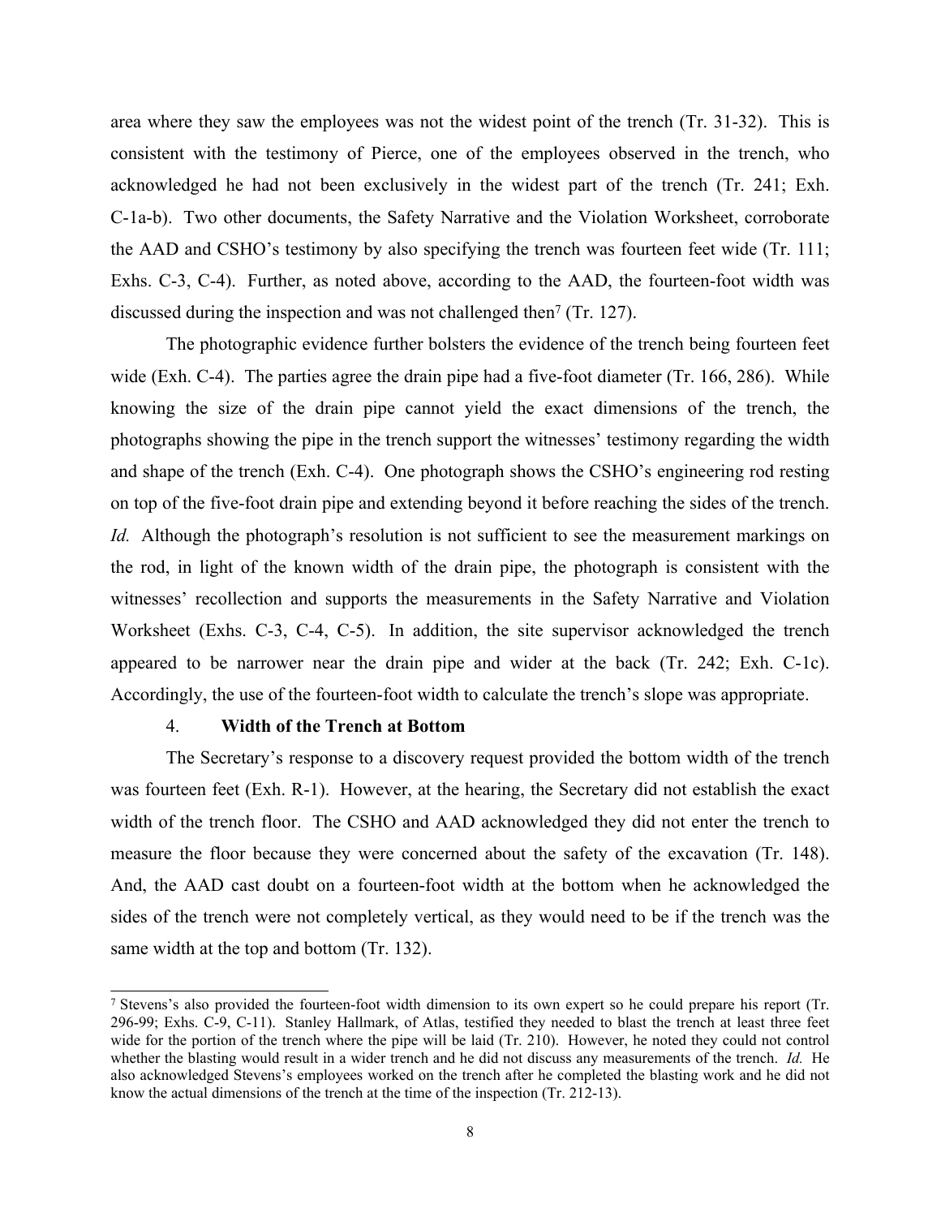area where they saw the employees was not the widest point of the trench (Tr. 31-32). This is consistent with the testimony of Pierce, one of the employees observed in the trench, who acknowledged he had not been exclusively in the widest part of the trench (Tr. 241; Exh. C-1a-b). Two other documents, the Safety Narrative and the Violation Worksheet, corroborate the AAD and CSHO's testimony by also specifying the trench was fourteen feet wide (Tr. 111; Exhs. C-3, C-4). Further, as noted above, according to the AAD, the fourteen-foot width was discussed during the inspection and was not challenged then[7] (Tr. 127).

The photographic evidence further bolsters the evidence of the trench being fourteen feet wide (Exh. C-4). The parties agree the drain pipe had a five-foot diameter (Tr. 166, 286). While knowing the size of the drain pipe cannot yield the exact dimensions of the trench, the photographs showing the pipe in the trench support the witnesses' testimony regarding the width and shape of the trench (Exh. C-4). One photograph shows the CSHO's engineering rod resting on top of the five-foot drain pipe and extending beyond it before reaching the sides of the trench. *Id.* Although the photograph's resolution is not sufficient to see the measurement markings on the rod, in light of the known width of the drain pipe, the photograph is consistent with the witnesses' recollection and supports the measurements in the Safety Narrative and Violation Worksheet (Exhs. C-3, C-4, C-5). In addition, the site supervisor acknowledged the trench appeared to be narrower near the drain pipe and wider at the back (Tr. 242; Exh. C-1c). Accordingly, the use of the fourteen-foot width to calculate the trench's slope was appropriate.

### 4. **Width of the Trench at Bottom**

The Secretary's response to a discovery request provided the bottom width of the trench was fourteen feet (Exh. R-1). However, at the hearing, the Secretary did not establish the exact width of the trench floor. The CSHO and AAD acknowledged they did not enter the trench to measure the floor because they were concerned about the safety of the excavation (Tr. 148). And, the AAD cast doubt on a fourteen-foot width at the bottom when he acknowledged the sides of the trench were not completely vertical, as they would need to be if the trench was the same width at the top and bottom (Tr. 132).

---

[7] Stevens's also provided the fourteen-foot width dimension to its own expert so he could prepare his report (Tr. 296-99; Exhs. C-9, C-11). Stanley Hallmark, of Atlas, testified they needed to blast the trench at least three feet wide for the portion of the trench where the pipe will be laid (Tr. 210). However, he noted they could not control whether the blasting would result in a wider trench and he did not discuss any measurements of the trench. *Id.* He also acknowledged Stevens's employees worked on the trench after he completed the blasting work and he did not know the actual dimensions of the trench at the time of the inspection (Tr. 212-13).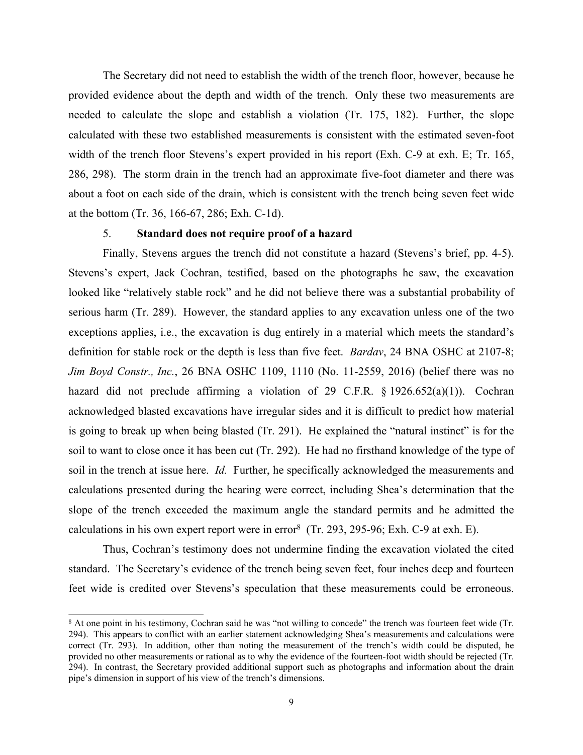The Secretary did not need to establish the width of the trench floor, however, because he provided evidence about the depth and width of the trench. Only these two measurements are needed to calculate the slope and establish a violation (Tr. 175, 182). Further, the slope calculated with these two established measurements is consistent with the estimated seven-foot width of the trench floor Stevens's expert provided in his report (Exh. C-9 at exh. E; Tr. 165, 286, 298). The storm drain in the trench had an approximate five-foot diameter and there was about a foot on each side of the drain, which is consistent with the trench being seven feet wide at the bottom (Tr. 36, 166-67, 286; Exh. C-1d).

### 5. **Standard does not require proof of a hazard**

Finally, Stevens argues the trench did not constitute a hazard (Stevens's brief, pp. 4-5). Stevens's expert, Jack Cochran, testified, based on the photographs he saw, the excavation looked like "relatively stable rock" and he did not believe there was a substantial probability of serious harm (Tr. 289). However, the standard applies to any excavation unless one of the two exceptions applies, i.e., the excavation is dug entirely in a material which meets the standard's definition for stable rock or the depth is less than five feet. *Bardav*, 24 BNA OSHC at 2107-8; *Jim Boyd Constr., Inc.*, 26 BNA OSHC 1109, 1110 (No. 11-2559, 2016) (belief there was no hazard did not preclude affirming a violation of 29 C.F.R. § 1926.652(a)(1)). Cochran acknowledged blasted excavations have irregular sides and it is difficult to predict how material is going to break up when being blasted (Tr. 291). He explained the "natural instinct" is for the soil to want to close once it has been cut (Tr. 292). He had no firsthand knowledge of the type of soil in the trench at issue here. *Id.* Further, he specifically acknowledged the measurements and calculations presented during the hearing were correct, including Shea's determination that the slope of the trench exceeded the maximum angle the standard permits and he admitted the calculations in his own expert report were in error[8] (Tr. 293, 295-96; Exh. C-9 at exh. E).

Thus, Cochran's testimony does not undermine finding the excavation violated the cited standard. The Secretary's evidence of the trench being seven feet, four inches deep and fourteen feet wide is credited over Stevens's speculation that these measurements could be erroneous.

---

[8] At one point in his testimony, Cochran said he was "not willing to concede" the trench was fourteen feet wide (Tr. 294). This appears to conflict with an earlier statement acknowledging Shea's measurements and calculations were correct (Tr. 293). In addition, other than noting the measurement of the trench's width could be disputed, he provided no other measurements or rational as to why the evidence of the fourteen-foot width should be rejected (Tr. 294). In contrast, the Secretary provided additional support such as photographs and information about the drain pipe's dimension in support of his view of the trench's dimensions.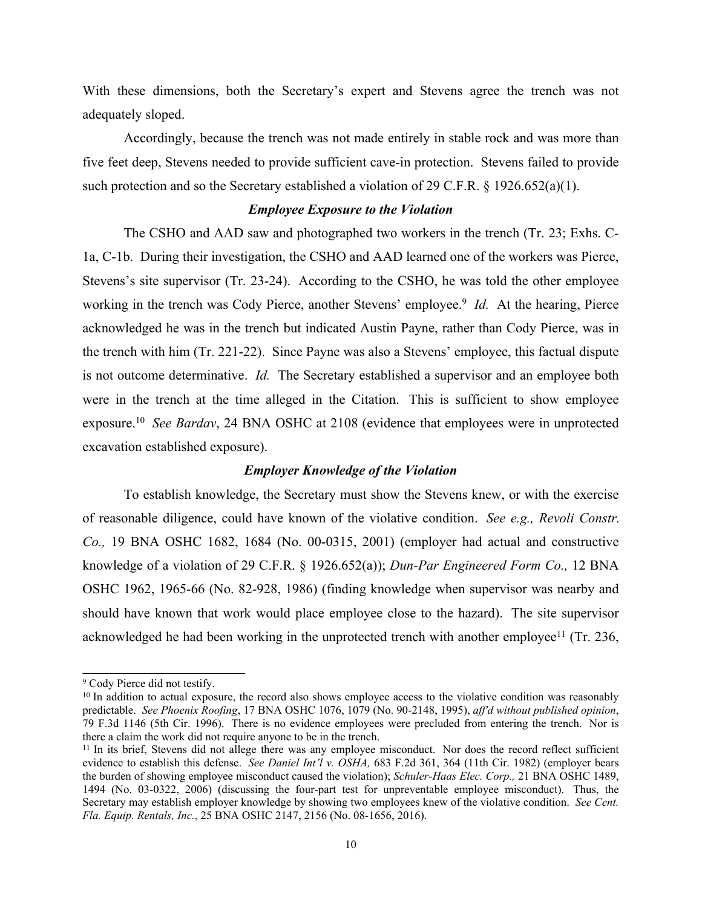With these dimensions, both the Secretary's expert and Stevens agree the trench was not adequately sloped.

Accordingly, because the trench was not made entirely in stable rock and was more than five feet deep, Stevens needed to provide sufficient cave-in protection. Stevens failed to provide such protection and so the Secretary established a violation of 29 C.F.R. § 1926.652(a)(1).

### *Employee Exposure to the Violation*

The CSHO and AAD saw and photographed two workers in the trench (Tr. 23; Exhs. C-1a, C-1b. During their investigation, the CSHO and AAD learned one of the workers was Pierce, Stevens's site supervisor (Tr. 23-24). According to the CSHO, he was told the other employee working in the trench was Cody Pierce, another Stevens' employee.[9] *Id.* At the hearing, Pierce acknowledged he was in the trench but indicated Austin Payne, rather than Cody Pierce, was in the trench with him (Tr. 221-22). Since Payne was also a Stevens' employee, this factual dispute is not outcome determinative. *Id.* The Secretary established a supervisor and an employee both were in the trench at the time alleged in the Citation. This is sufficient to show employee exposure.[10] *See Bardav*, 24 BNA OSHC at 2108 (evidence that employees were in unprotected excavation established exposure).

### *Employer Knowledge of the Violation*

To establish knowledge, the Secretary must show the Stevens knew, or with the exercise of reasonable diligence, could have known of the violative condition. *See e.g., Revoli Constr. Co.,* 19 BNA OSHC 1682, 1684 (No. 00-0315, 2001) (employer had actual and constructive knowledge of a violation of 29 C.F.R. § 1926.652(a)); *Dun-Par Engineered Form Co.,* 12 BNA OSHC 1962, 1965-66 (No. 82-928, 1986) (finding knowledge when supervisor was nearby and should have known that work would place employee close to the hazard). The site supervisor acknowledged he had been working in the unprotected trench with another employee[11] (Tr. 236,

---

[9] Cody Pierce did not testify.

[10] In addition to actual exposure, the record also shows employee access to the violative condition was reasonably predictable. *See Phoenix Roofing*, 17 BNA OSHC 1076, 1079 (No. 90-2148, 1995), *aff'd without published opinion*, 79 F.3d 1146 (5th Cir. 1996). There is no evidence employees were precluded from entering the trench. Nor is there a claim the work did not require anyone to be in the trench.

[11] In its brief, Stevens did not allege there was any employee misconduct. Nor does the record reflect sufficient evidence to establish this defense. *See Daniel Int'l v. OSHA,* 683 F.2d 361, 364 (11th Cir. 1982) (employer bears the burden of showing employee misconduct caused the violation); *Schuler-Haas Elec. Corp.,* 21 BNA OSHC 1489, 1494 (No. 03-0322, 2006) (discussing the four-part test for unpreventable employee misconduct). Thus, the Secretary may establish employer knowledge by showing two employees knew of the violative condition. *See Cent. Fla. Equip. Rentals, Inc.*, 25 BNA OSHC 2147, 2156 (No. 08-1656, 2016).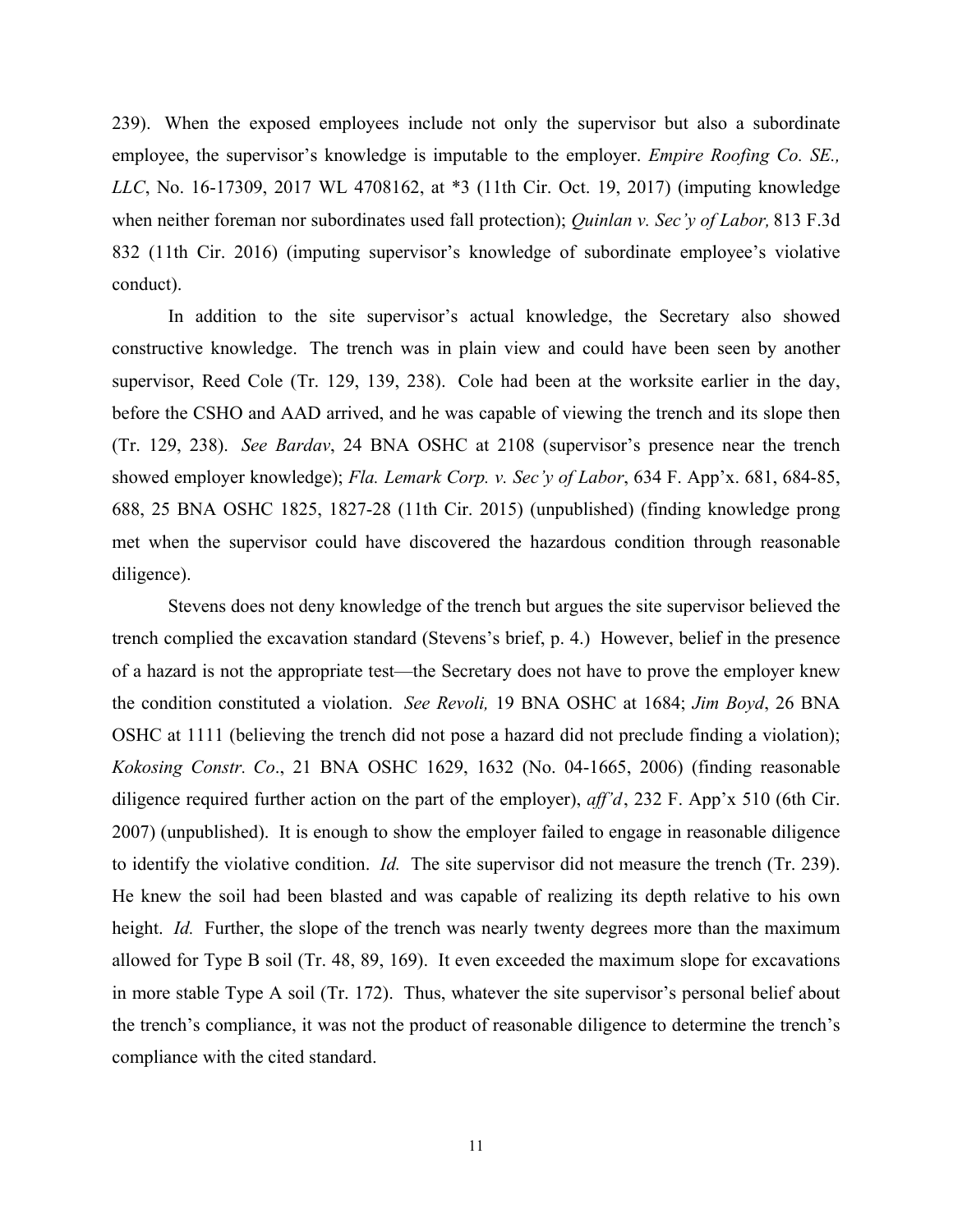239). When the exposed employees include not only the supervisor but also a subordinate employee, the supervisor's knowledge is imputable to the employer. *Empire Roofing Co. SE., LLC*, No. 16-17309, 2017 WL 4708162, at *3 (11th Cir. Oct. 19, 2017) (imputing knowledge when neither foreman nor subordinates used fall protection); *Quinlan v. Sec'y of Labor,* 813 F.3d 832 (11th Cir. 2016) (imputing supervisor's knowledge of subordinate employee's violative conduct).

In addition to the site supervisor's actual knowledge, the Secretary also showed constructive knowledge. The trench was in plain view and could have been seen by another supervisor, Reed Cole (Tr. 129, 139, 238). Cole had been at the worksite earlier in the day, before the CSHO and AAD arrived, and he was capable of viewing the trench and its slope then (Tr. 129, 238). *See Bardav*, 24 BNA OSHC at 2108 (supervisor's presence near the trench showed employer knowledge); *Fla. Lemark Corp. v. Sec'y of Labor*, 634 F. App'x. 681, 684-85, 688, 25 BNA OSHC 1825, 1827-28 (11th Cir. 2015) (unpublished) (finding knowledge prong met when the supervisor could have discovered the hazardous condition through reasonable diligence).

Stevens does not deny knowledge of the trench but argues the site supervisor believed the trench complied the excavation standard (Stevens's brief, p. 4.) However, belief in the presence of a hazard is not the appropriate test—the Secretary does not have to prove the employer knew the condition constituted a violation. *See Revoli,* 19 BNA OSHC at 1684; *Jim Boyd*, 26 BNA OSHC at 1111 (believing the trench did not pose a hazard did not preclude finding a violation); *Kokosing Constr. Co*., 21 BNA OSHC 1629, 1632 (No. 04-1665, 2006) (finding reasonable diligence required further action on the part of the employer), *aff'd*, 232 F. App'x 510 (6th Cir. 2007) (unpublished). It is enough to show the employer failed to engage in reasonable diligence to identify the violative condition. *Id.* The site supervisor did not measure the trench (Tr. 239). He knew the soil had been blasted and was capable of realizing its depth relative to his own height. *Id.* Further, the slope of the trench was nearly twenty degrees more than the maximum allowed for Type B soil (Tr. 48, 89, 169). It even exceeded the maximum slope for excavations in more stable Type A soil (Tr. 172). Thus, whatever the site supervisor's personal belief about the trench's compliance, it was not the product of reasonable diligence to determine the trench's compliance with the cited standard.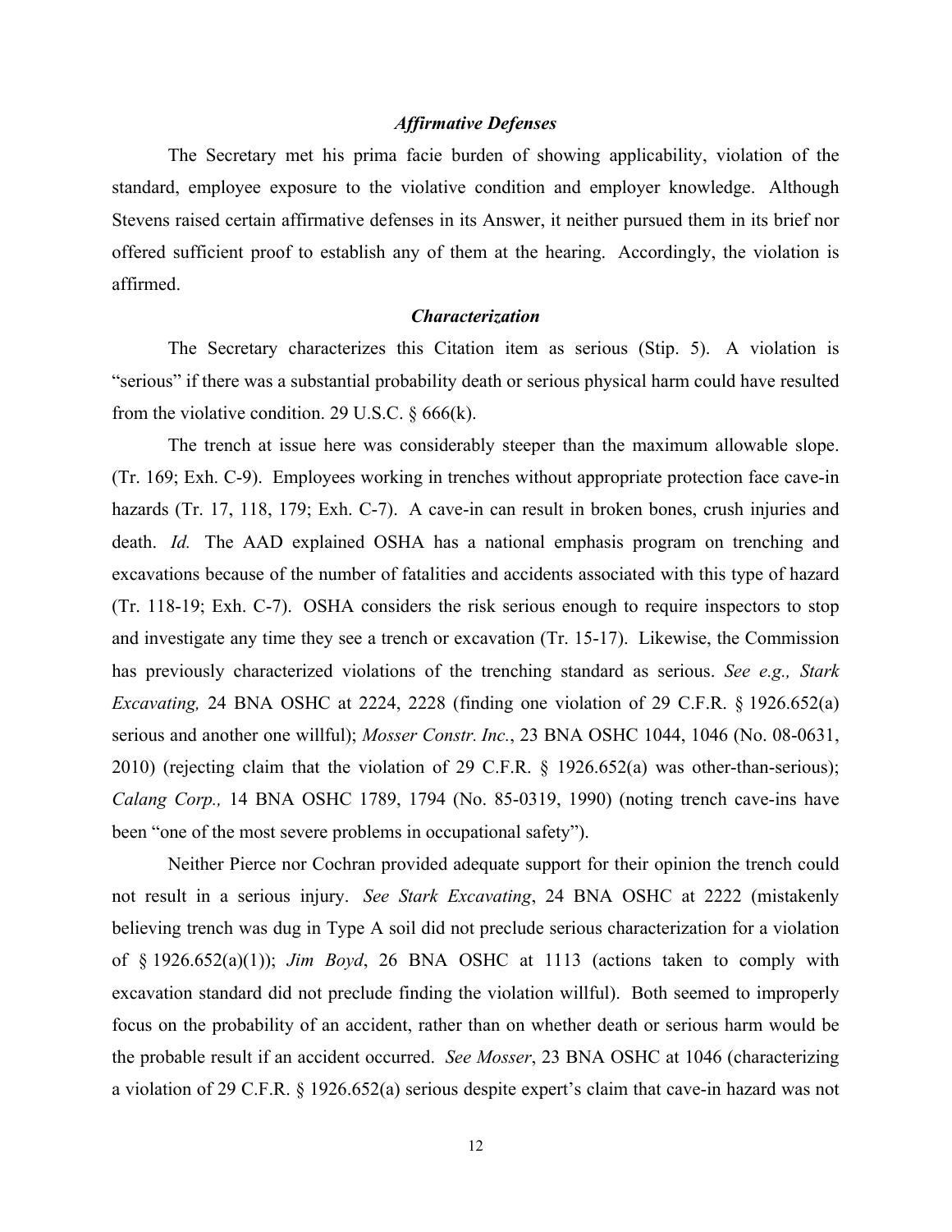### *Affirmative Defenses*

The Secretary met his prima facie burden of showing applicability, violation of the standard, employee exposure to the violative condition and employer knowledge. Although Stevens raised certain affirmative defenses in its Answer, it neither pursued them in its brief nor offered sufficient proof to establish any of them at the hearing. Accordingly, the violation is affirmed.

### *Characterization*

The Secretary characterizes this Citation item as serious (Stip. 5). A violation is "serious" if there was a substantial probability death or serious physical harm could have resulted from the violative condition. 29 U.S.C. § 666(k).

The trench at issue here was considerably steeper than the maximum allowable slope. (Tr. 169; Exh. C-9). Employees working in trenches without appropriate protection face cave-in hazards (Tr. 17, 118, 179; Exh. C-7). A cave-in can result in broken bones, crush injuries and death. *Id.* The AAD explained OSHA has a national emphasis program on trenching and excavations because of the number of fatalities and accidents associated with this type of hazard (Tr. 118-19; Exh. C-7). OSHA considers the risk serious enough to require inspectors to stop and investigate any time they see a trench or excavation (Tr. 15-17). Likewise, the Commission has previously characterized violations of the trenching standard as serious. *See e.g., Stark Excavating,* 24 BNA OSHC at 2224, 2228 (finding one violation of 29 C.F.R. § 1926.652(a) serious and another one willful); *Mosser Constr. Inc.*, 23 BNA OSHC 1044, 1046 (No. 08-0631, 2010) (rejecting claim that the violation of 29 C.F.R. § 1926.652(a) was other-than-serious); *Calang Corp.,* 14 BNA OSHC 1789, 1794 (No. 85-0319, 1990) (noting trench cave-ins have been "one of the most severe problems in occupational safety").

Neither Pierce nor Cochran provided adequate support for their opinion the trench could not result in a serious injury. *See Stark Excavating*, 24 BNA OSHC at 2222 (mistakenly believing trench was dug in Type A soil did not preclude serious characterization for a violation of § 1926.652(a)(1)); *Jim Boyd*, 26 BNA OSHC at 1113 (actions taken to comply with excavation standard did not preclude finding the violation willful). Both seemed to improperly focus on the probability of an accident, rather than on whether death or serious harm would be the probable result if an accident occurred. *See Mosser*, 23 BNA OSHC at 1046 (characterizing a violation of 29 C.F.R. § 1926.652(a) serious despite expert's claim that cave-in hazard was not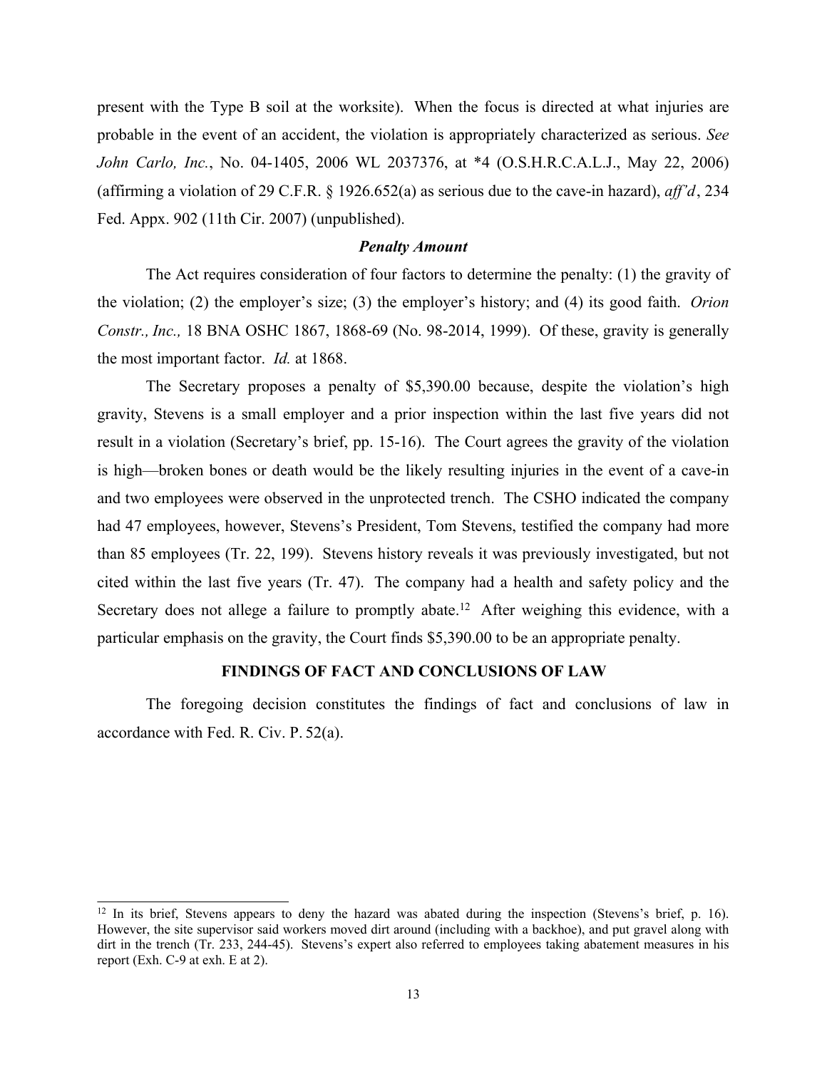present with the Type B soil at the worksite). When the focus is directed at what injuries are probable in the event of an accident, the violation is appropriately characterized as serious. *See John Carlo, Inc.*, No. 04-1405, 2006 WL 2037376, at *4 (O.S.H.R.C.A.L.J., May 22, 2006) (affirming a violation of 29 C.F.R. § 1926.652(a) as serious due to the cave-in hazard), *aff'd*, 234 Fed. Appx. 902 (11th Cir. 2007) (unpublished).

### *Penalty Amount*

The Act requires consideration of four factors to determine the penalty: (1) the gravity of the violation; (2) the employer's size; (3) the employer's history; and (4) its good faith. *Orion Constr., Inc.,* 18 BNA OSHC 1867, 1868-69 (No. 98-2014, 1999). Of these, gravity is generally the most important factor. *Id.* at 1868.

The Secretary proposes a penalty of $5,390.00 because, despite the violation's high gravity, Stevens is a small employer and a prior inspection within the last five years did not result in a violation (Secretary's brief, pp. 15-16). The Court agrees the gravity of the violation is high—broken bones or death would be the likely resulting injuries in the event of a cave-in and two employees were observed in the unprotected trench. The CSHO indicated the company had 47 employees, however, Stevens's President, Tom Stevens, testified the company had more than 85 employees (Tr. 22, 199). Stevens history reveals it was previously investigated, but not cited within the last five years (Tr. 47). The company had a health and safety policy and the Secretary does not allege a failure to promptly abate.[12] After weighing this evidence, with a particular emphasis on the gravity, the Court finds $5,390.00 to be an appropriate penalty.

## FINDINGS OF FACT AND CONCLUSIONS OF LAW

The foregoing decision constitutes the findings of fact and conclusions of law in accordance with Fed. R. Civ. P. 52(a).

---

[12] In its brief, Stevens appears to deny the hazard was abated during the inspection (Stevens's brief, p. 16). However, the site supervisor said workers moved dirt around (including with a backhoe), and put gravel along with dirt in the trench (Tr. 233, 244-45). Stevens's expert also referred to employees taking abatement measures in his report (Exh. C-9 at exh. E at 2).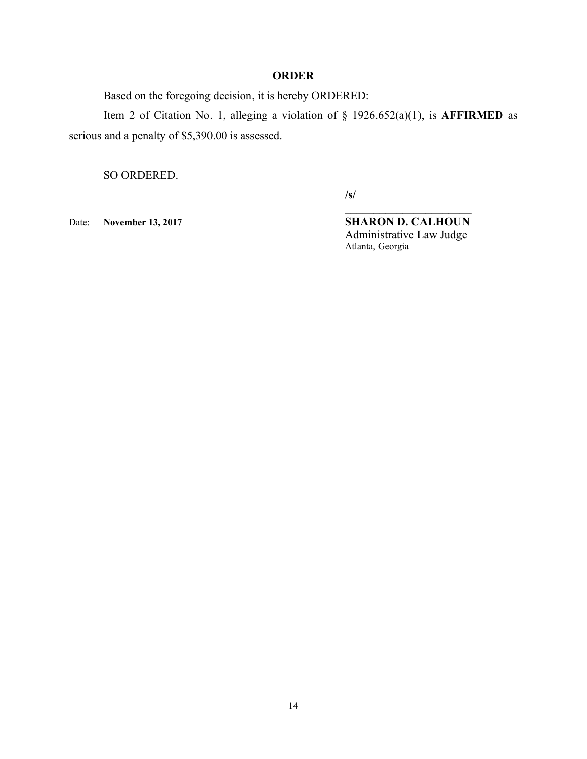## ORDER

Based on the foregoing decision, it is hereby ORDERED:

Item 2 of Citation No. 1, alleging a violation of § 1926.652(a)(1), is **AFFIRMED** as serious and a penalty of $5,390.00 is assessed.

SO ORDERED.

**/s/**

Date: **November 13, 2017**

**SHARON D. CALHOUN**
Administrative Law Judge
Atlanta, Georgia